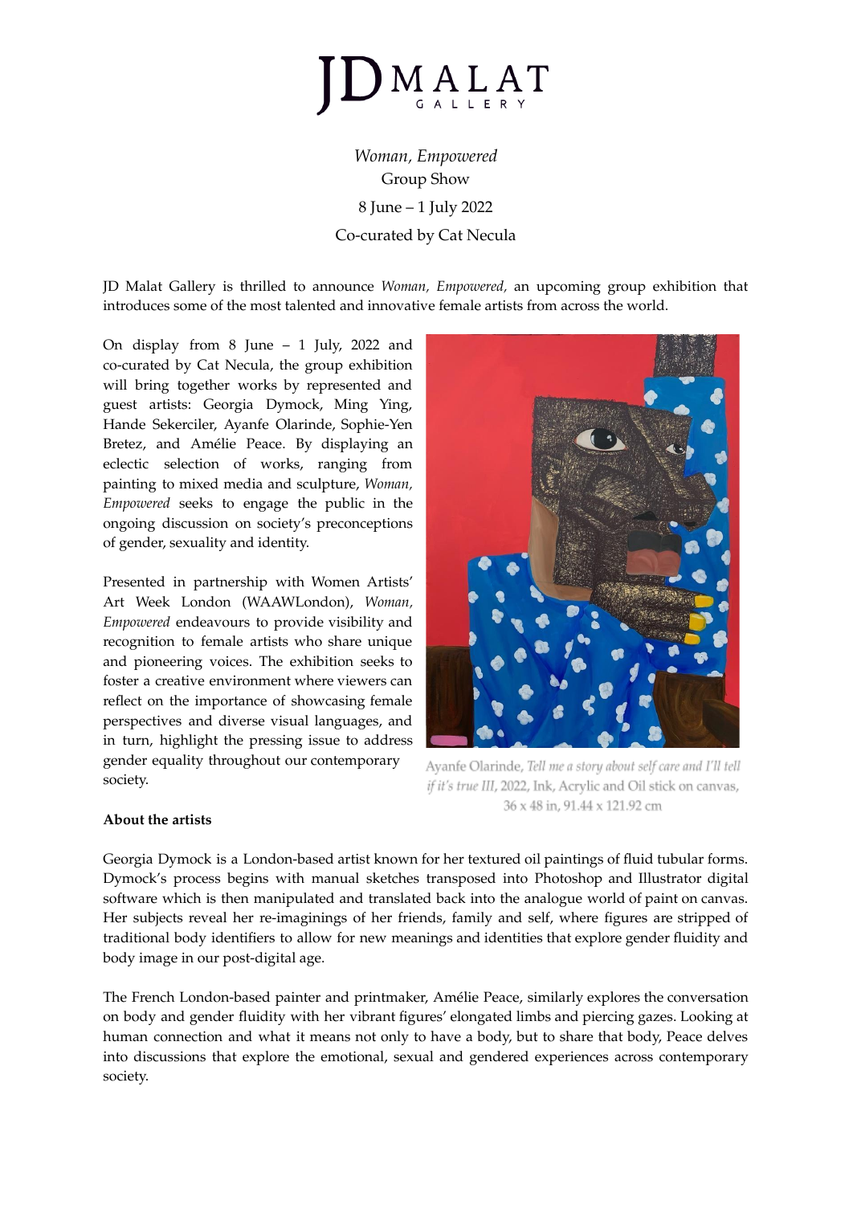JD MALAT GALLERY

*Woman, Empowered*
Group Show
8 June – 1 July 2022
Co-curated by Cat Necula

JD Malat Gallery is thrilled to announce *Woman, Empowered,* an upcoming group exhibition that introduces some of the most talented and innovative female artists from across the world.

On display from 8 June – 1 July, 2022 and co-curated by Cat Necula, the group exhibition will bring together works by represented and guest artists: Georgia Dymock, Ming Ying, Hande Sekerciler, Ayanfe Olarinde, Sophie-Yen Bretez, and Amélie Peace. By displaying an eclectic selection of works, ranging from painting to mixed media and sculpture, *Woman, Empowered* seeks to engage the public in the ongoing discussion on society's preconceptions of gender, sexuality and identity.

Presented in partnership with Women Artists' Art Week London (WAAWLondon), *Woman, Empowered* endeavours to provide visibility and recognition to female artists who share unique and pioneering voices. The exhibition seeks to foster a creative environment where viewers can reflect on the importance of showcasing female perspectives and diverse visual languages, and in turn, highlight the pressing issue to address gender equality throughout our contemporary society.

Ayanfe Olarinde, *Tell me a story about self care and I'll tell if it's true III*, 2022, Ink, Acrylic and Oil stick on canvas, 36 x 48 in, 91.44 x 121.92 cm

**About the artists**

Georgia Dymock is a London-based artist known for her textured oil paintings of fluid tubular forms. Dymock's process begins with manual sketches transposed into Photoshop and Illustrator digital software which is then manipulated and translated back into the analogue world of paint on canvas. Her subjects reveal her re-imaginings of her friends, family and self, where figures are stripped of traditional body identifiers to allow for new meanings and identities that explore gender fluidity and body image in our post-digital age.

The French London-based painter and printmaker, Amélie Peace, similarly explores the conversation on body and gender fluidity with her vibrant figures' elongated limbs and piercing gazes. Looking at human connection and what it means not only to have a body, but to share that body, Peace delves into discussions that explore the emotional, sexual and gendered experiences across contemporary society.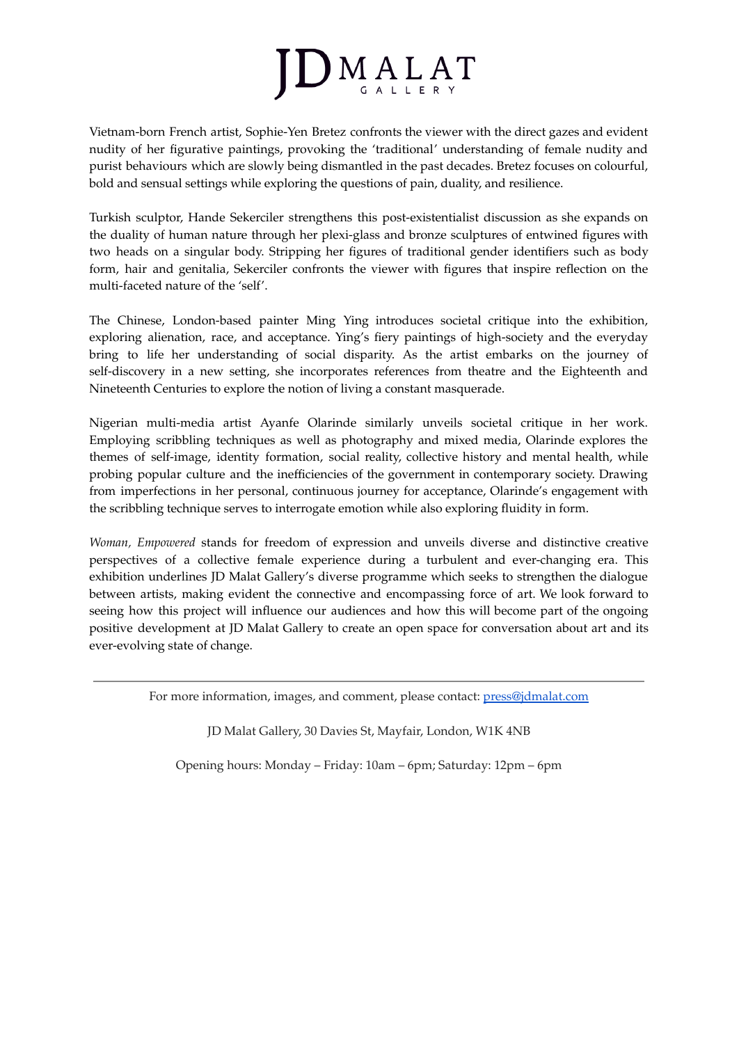Vietnam-born French artist, Sophie-Yen Bretez confronts the viewer with the direct gazes and evident nudity of her figurative paintings, provoking the 'traditional' understanding of female nudity and purist behaviours which are slowly being dismantled in the past decades. Bretez focuses on colourful, bold and sensual settings while exploring the questions of pain, duality, and resilience.

Turkish sculptor, Hande Sekerciler strengthens this post-existentialist discussion as she expands on the duality of human nature through her plexi-glass and bronze sculptures of entwined figures with two heads on a singular body. Stripping her figures of traditional gender identifiers such as body form, hair and genitalia, Sekerciler confronts the viewer with figures that inspire reflection on the multi-faceted nature of the 'self'.

The Chinese, London-based painter Ming Ying introduces societal critique into the exhibition, exploring alienation, race, and acceptance. Ying's fiery paintings of high-society and the everyday bring to life her understanding of social disparity. As the artist embarks on the journey of self-discovery in a new setting, she incorporates references from theatre and the Eighteenth and Nineteenth Centuries to explore the notion of living a constant masquerade.

Nigerian multi-media artist Ayanfe Olarinde similarly unveils societal critique in her work. Employing scribbling techniques as well as photography and mixed media, Olarinde explores the themes of self-image, identity formation, social reality, collective history and mental health, while probing popular culture and the inefficiencies of the government in contemporary society. Drawing from imperfections in her personal, continuous journey for acceptance, Olarinde's engagement with the scribbling technique serves to interrogate emotion while also exploring fluidity in form.

*Woman, Empowered* stands for freedom of expression and unveils diverse and distinctive creative perspectives of a collective female experience during a turbulent and ever-changing era. This exhibition underlines JD Malat Gallery's diverse programme which seeks to strengthen the dialogue between artists, making evident the connective and encompassing force of art. We look forward to seeing how this project will influence our audiences and how this will become part of the ongoing positive development at JD Malat Gallery to create an open space for conversation about art and its ever-evolving state of change.

---

For more information, images, and comment, please contact: press@jdmalat.com

JD Malat Gallery, 30 Davies St, Mayfair, London, W1K 4NB

Opening hours: Monday – Friday: 10am – 6pm; Saturday: 12pm – 6pm